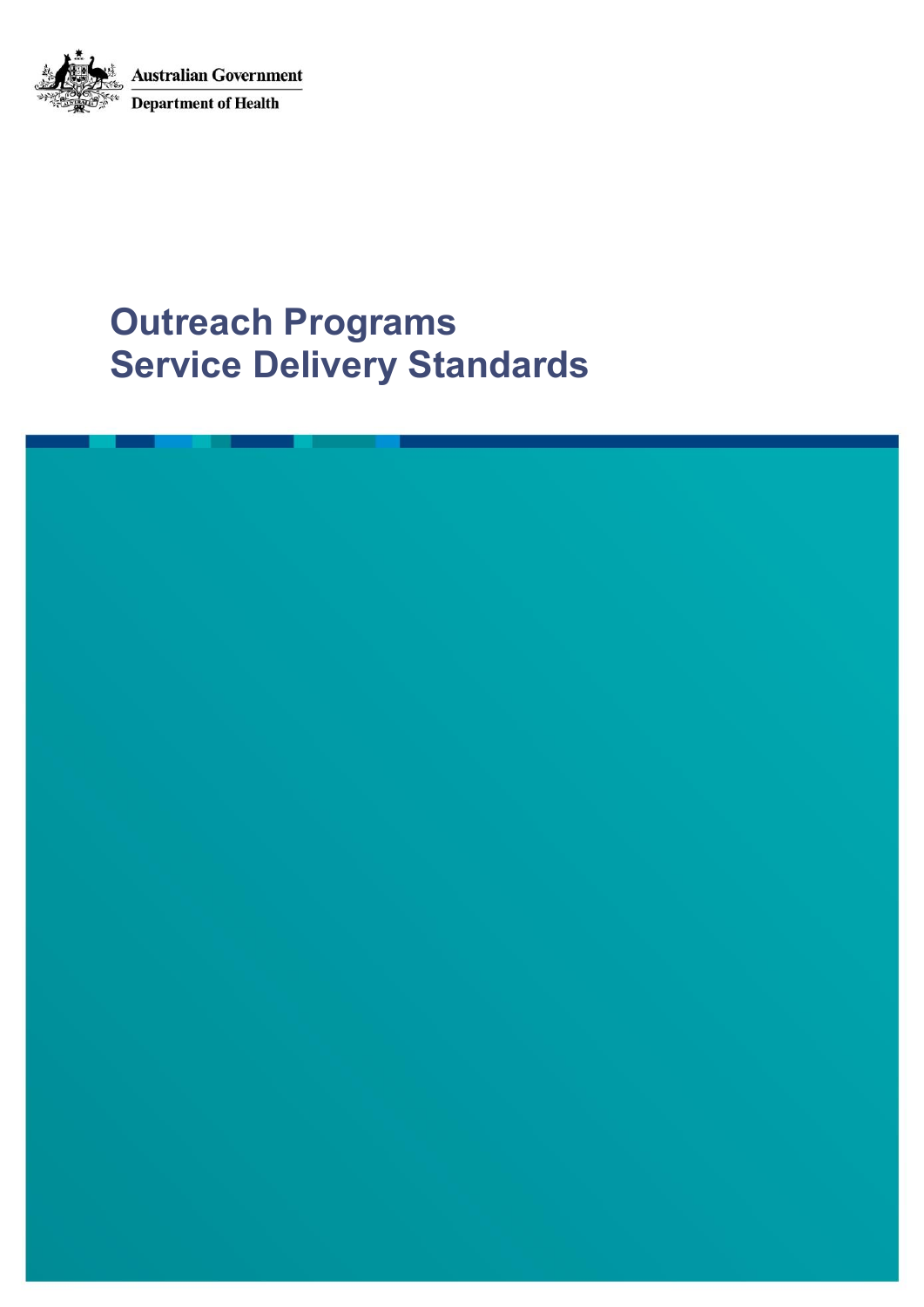Australian Government

Department of Health

# Outreach Programs Service Delivery Standards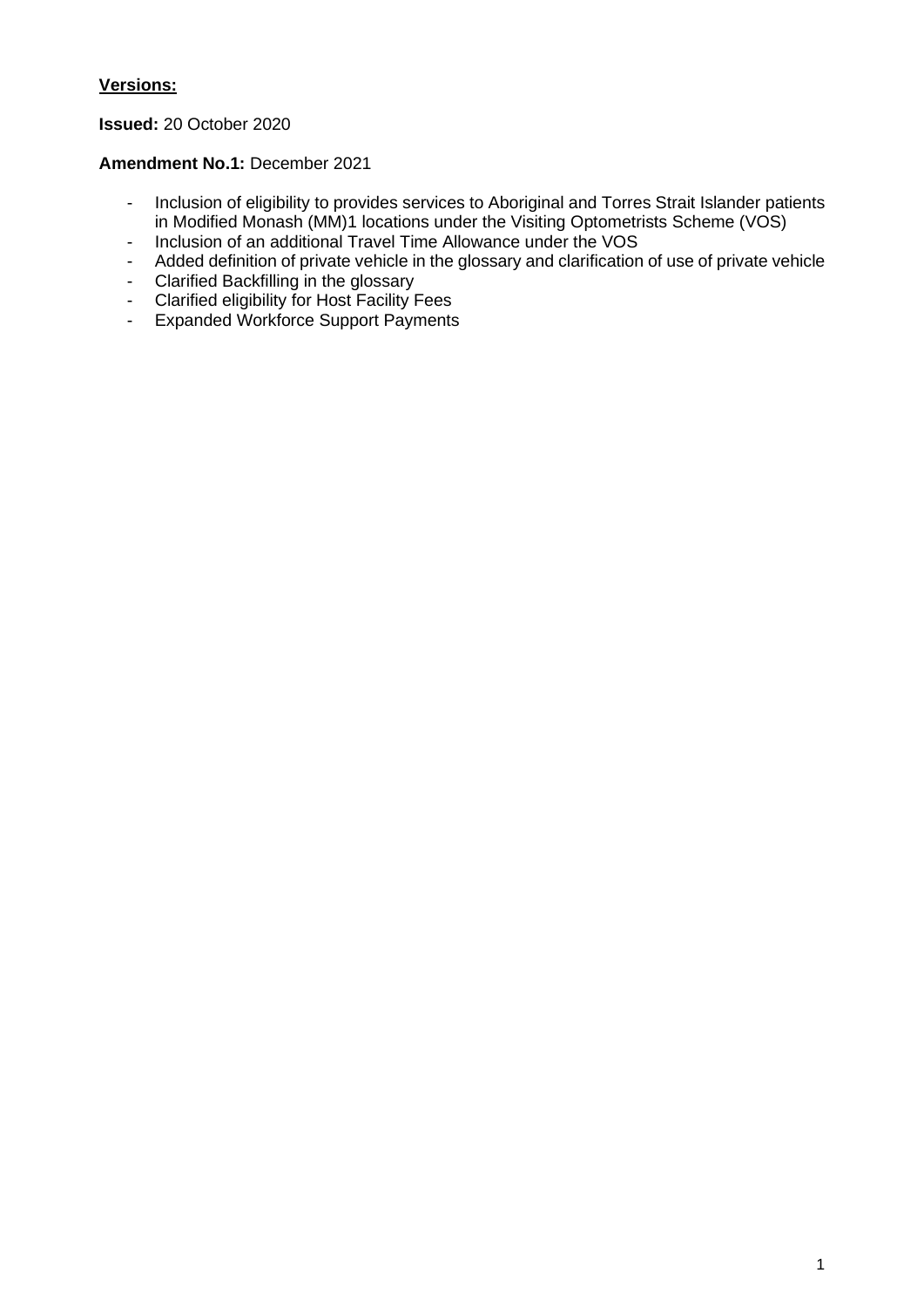**<u>Versions:</u>**

**Issued:** 20 October 2020

**Amendment No.1:** December 2021

- Inclusion of eligibility to provides services to Aboriginal and Torres Strait Islander patients in Modified Monash (MM)1 locations under the Visiting Optometrists Scheme (VOS)
- Inclusion of an additional Travel Time Allowance under the VOS
- Added definition of private vehicle in the glossary and clarification of use of private vehicle
- Clarified Backfilling in the glossary
- Clarified eligibility for Host Facility Fees
- Expanded Workforce Support Payments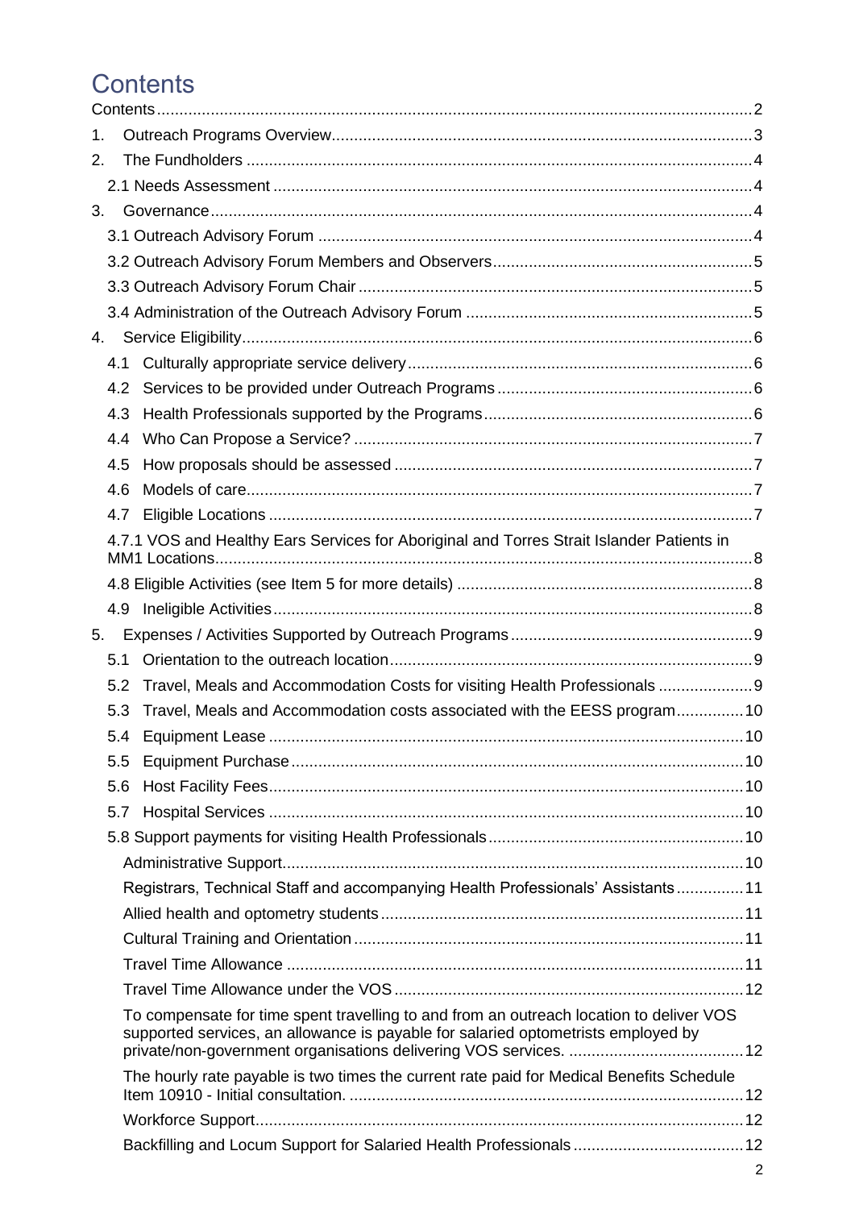# Contents

Contents....................................................................................................................................2

1. Outreach Programs Overview............................................................................................3

2. The Fundholders ................................................................................................................4

2.1 Needs Assessment ..........................................................................................................4

3. Governance........................................................................................................................4

3.1 Outreach Advisory Forum ................................................................................................4

3.2 Outreach Advisory Forum Members and Observers..........................................................5

3.3 Outreach Advisory Forum Chair .......................................................................................5

3.4 Administration of the Outreach Advisory Forum ...............................................................5

4. Service Eligibility.................................................................................................................6

4.1 Culturally appropriate service delivery............................................................................6

4.2 Services to be provided under Outreach Programs .........................................................6

4.3 Health Professionals supported by the Programs............................................................6

4.4 Who Can Propose a Service? .........................................................................................7

4.5 How proposals should be assessed ...............................................................................7

4.6 Models of care................................................................................................................7

4.7 Eligible Locations ...........................................................................................................7

4.7.1 VOS and Healthy Ears Services for Aboriginal and Torres Strait Islander Patients in MM1 Locations.......................................................................................................................8

4.8 Eligible Activities (see Item 5 for more details) .................................................................8

4.9 Ineligible Activities..........................................................................................................8

5. Expenses / Activities Supported by Outreach Programs.....................................................9

5.1 Orientation to the outreach location................................................................................9

5.2 Travel, Meals and Accommodation Costs for visiting Health Professionals .....................9

5.3 Travel, Meals and Accommodation costs associated with the EESS program...............10

5.4 Equipment Lease .........................................................................................................10

5.5 Equipment Purchase....................................................................................................10

5.6 Host Facility Fees.........................................................................................................10

5.7 Hospital Services .........................................................................................................10

5.8 Support payments for visiting Health Professionals.........................................................10

Administrative Support.....................................................................................................10

Registrars, Technical Staff and accompanying Health Professionals' Assistants...............11

Allied health and optometry students................................................................................11

Cultural Training and Orientation......................................................................................11

Travel Time Allowance .....................................................................................................11

Travel Time Allowance under the VOS .............................................................................12

To compensate for time spent travelling to and from an outreach location to deliver VOS supported services, an allowance is payable for salaried optometrists employed by private/non-government organisations delivering VOS services. .......................................12

The hourly rate payable is two times the current rate paid for Medical Benefits Schedule Item 10910 - Initial consultation. .......................................................................................12

Workforce Support............................................................................................................12

Backfilling and Locum Support for Salaried Health Professionals......................................12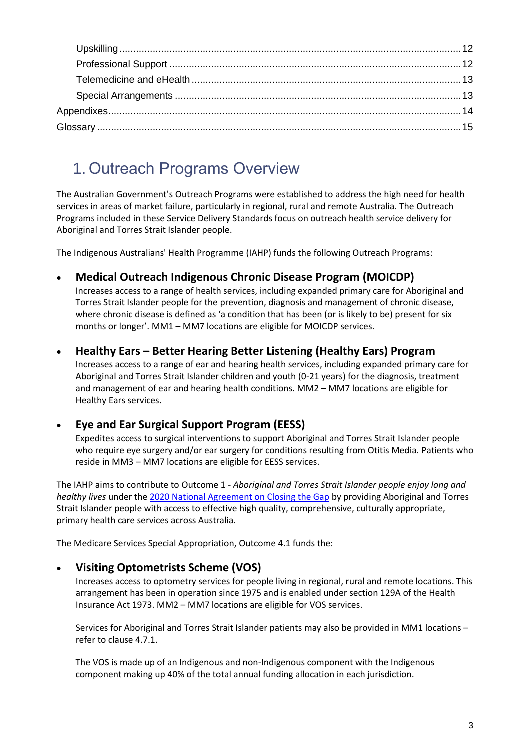Upskilling .......... 12
Professional Support .......... 12
Telemedicine and eHealth .......... 13
Special Arrangements .......... 13
Appendixes .......... 14
Glossary .......... 15

# 1. Outreach Programs Overview

The Australian Government's Outreach Programs were established to address the high need for health services in areas of market failure, particularly in regional, rural and remote Australia. The Outreach Programs included in these Service Delivery Standards focus on outreach health service delivery for Aboriginal and Torres Strait Islander people.

The Indigenous Australians' Health Programme (IAHP) funds the following Outreach Programs:

- **Medical Outreach Indigenous Chronic Disease Program (MOICDP)**
  Increases access to a range of health services, including expanded primary care for Aboriginal and Torres Strait Islander people for the prevention, diagnosis and management of chronic disease, where chronic disease is defined as 'a condition that has been (or is likely to be) present for six months or longer'. MM1 – MM7 locations are eligible for MOICDP services.

- **Healthy Ears – Better Hearing Better Listening (Healthy Ears) Program**
  Increases access to a range of ear and hearing health services, including expanded primary care for Aboriginal and Torres Strait Islander children and youth (0-21 years) for the diagnosis, treatment and management of ear and hearing health conditions. MM2 – MM7 locations are eligible for Healthy Ears services.

- **Eye and Ear Surgical Support Program (EESS)**
  Expedites access to surgical interventions to support Aboriginal and Torres Strait Islander people who require eye surgery and/or ear surgery for conditions resulting from Otitis Media. Patients who reside in MM3 – MM7 locations are eligible for EESS services.

The IAHP aims to contribute to Outcome 1 - *Aboriginal and Torres Strait Islander people enjoy long and healthy lives* under the [2020 National Agreement on Closing the Gap] by providing Aboriginal and Torres Strait Islander people with access to effective high quality, comprehensive, culturally appropriate, primary health care services across Australia.

The Medicare Services Special Appropriation, Outcome 4.1 funds the:

- **Visiting Optometrists Scheme (VOS)**
  Increases access to optometry services for people living in regional, rural and remote locations. This arrangement has been in operation since 1975 and is enabled under section 129A of the Health Insurance Act 1973. MM2 – MM7 locations are eligible for VOS services.

  Services for Aboriginal and Torres Strait Islander patients may also be provided in MM1 locations – refer to clause 4.7.1.

  The VOS is made up of an Indigenous and non-Indigenous component with the Indigenous component making up 40% of the total annual funding allocation in each jurisdiction.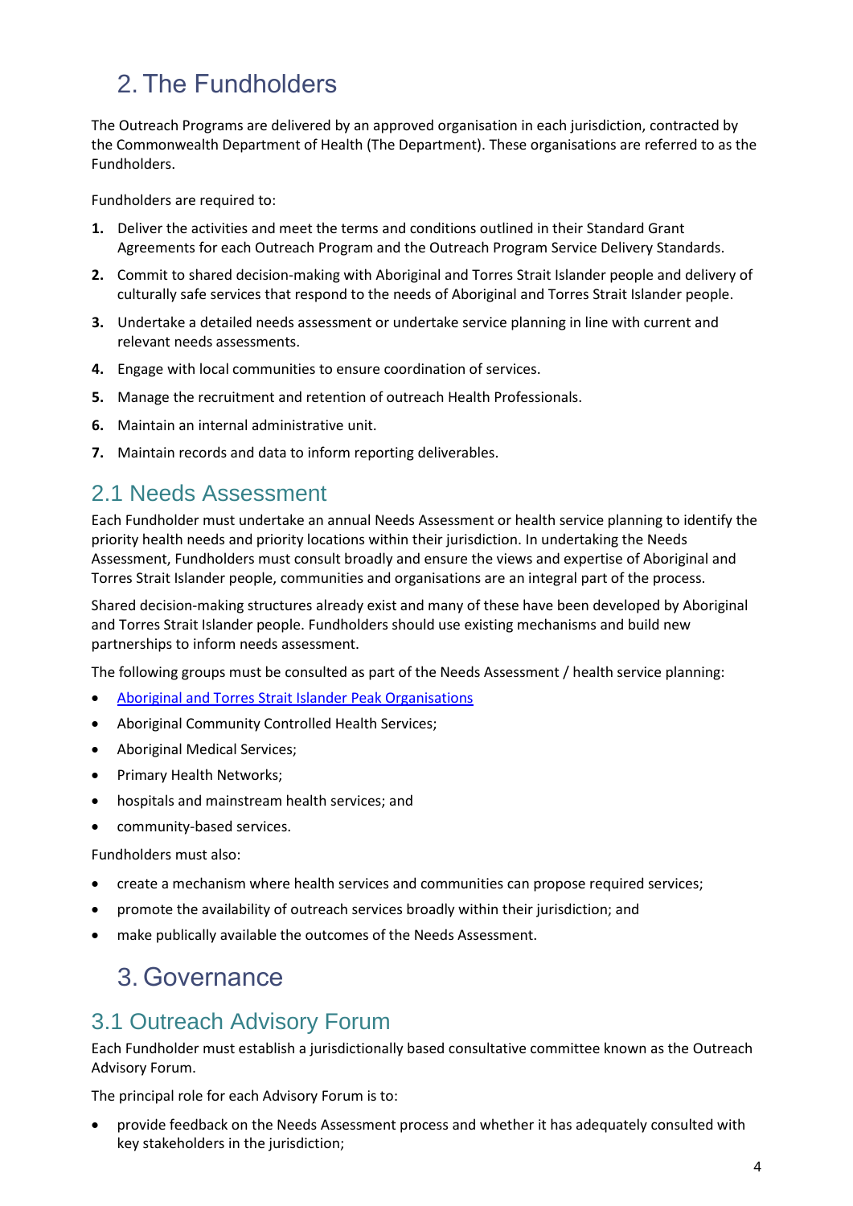# 2. The Fundholders

The Outreach Programs are delivered by an approved organisation in each jurisdiction, contracted by the Commonwealth Department of Health (The Department). These organisations are referred to as the Fundholders.

Fundholders are required to:

1. Deliver the activities and meet the terms and conditions outlined in their Standard Grant Agreements for each Outreach Program and the Outreach Program Service Delivery Standards.
2. Commit to shared decision-making with Aboriginal and Torres Strait Islander people and delivery of culturally safe services that respond to the needs of Aboriginal and Torres Strait Islander people.
3. Undertake a detailed needs assessment or undertake service planning in line with current and relevant needs assessments.
4. Engage with local communities to ensure coordination of services.
5. Manage the recruitment and retention of outreach Health Professionals.
6. Maintain an internal administrative unit.
7. Maintain records and data to inform reporting deliverables.

## 2.1 Needs Assessment

Each Fundholder must undertake an annual Needs Assessment or health service planning to identify the priority health needs and priority locations within their jurisdiction. In undertaking the Needs Assessment, Fundholders must consult broadly and ensure the views and expertise of Aboriginal and Torres Strait Islander people, communities and organisations are an integral part of the process.

Shared decision-making structures already exist and many of these have been developed by Aboriginal and Torres Strait Islander people. Fundholders should use existing mechanisms and build new partnerships to inform needs assessment.

The following groups must be consulted as part of the Needs Assessment / health service planning:

- Aboriginal and Torres Strait Islander Peak Organisations
- Aboriginal Community Controlled Health Services;
- Aboriginal Medical Services;
- Primary Health Networks;
- hospitals and mainstream health services; and
- community-based services.

Fundholders must also:

- create a mechanism where health services and communities can propose required services;
- promote the availability of outreach services broadly within their jurisdiction; and
- make publically available the outcomes of the Needs Assessment.

# 3. Governance

## 3.1 Outreach Advisory Forum

Each Fundholder must establish a jurisdictionally based consultative committee known as the Outreach Advisory Forum.

The principal role for each Advisory Forum is to:

- provide feedback on the Needs Assessment process and whether it has adequately consulted with key stakeholders in the jurisdiction;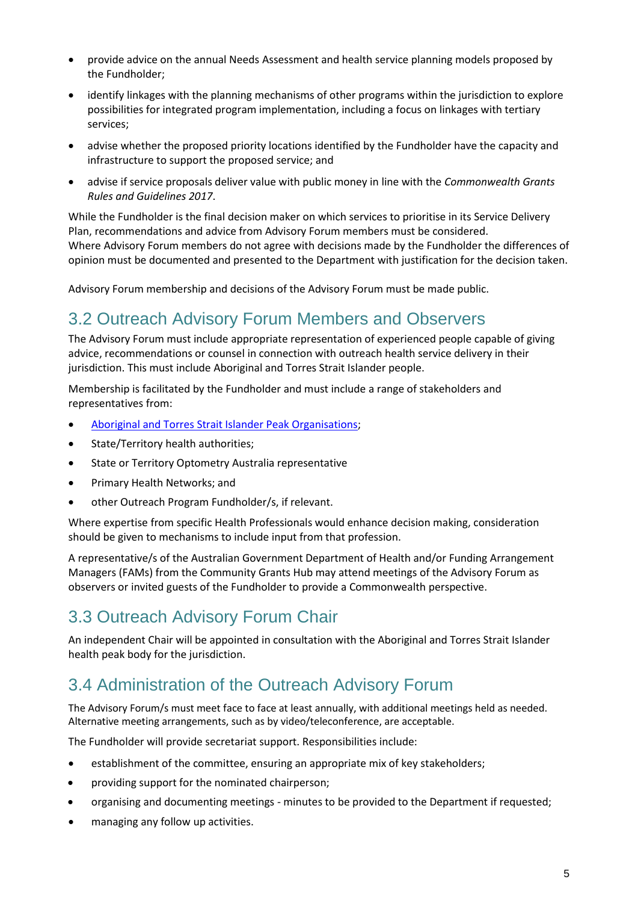- provide advice on the annual Needs Assessment and health service planning models proposed by the Fundholder;
- identify linkages with the planning mechanisms of other programs within the jurisdiction to explore possibilities for integrated program implementation, including a focus on linkages with tertiary services;
- advise whether the proposed priority locations identified by the Fundholder have the capacity and infrastructure to support the proposed service; and
- advise if service proposals deliver value with public money in line with the *Commonwealth Grants Rules and Guidelines 2017*.

While the Fundholder is the final decision maker on which services to prioritise in its Service Delivery Plan, recommendations and advice from Advisory Forum members must be considered. Where Advisory Forum members do not agree with decisions made by the Fundholder the differences of opinion must be documented and presented to the Department with justification for the decision taken.

Advisory Forum membership and decisions of the Advisory Forum must be made public.

## 3.2 Outreach Advisory Forum Members and Observers

The Advisory Forum must include appropriate representation of experienced people capable of giving advice, recommendations or counsel in connection with outreach health service delivery in their jurisdiction. This must include Aboriginal and Torres Strait Islander people.

Membership is facilitated by the Fundholder and must include a range of stakeholders and representatives from:

- Aboriginal and Torres Strait Islander Peak Organisations;
- State/Territory health authorities;
- State or Territory Optometry Australia representative
- Primary Health Networks; and
- other Outreach Program Fundholder/s, if relevant.

Where expertise from specific Health Professionals would enhance decision making, consideration should be given to mechanisms to include input from that profession.

A representative/s of the Australian Government Department of Health and/or Funding Arrangement Managers (FAMs) from the Community Grants Hub may attend meetings of the Advisory Forum as observers or invited guests of the Fundholder to provide a Commonwealth perspective.

## 3.3 Outreach Advisory Forum Chair

An independent Chair will be appointed in consultation with the Aboriginal and Torres Strait Islander health peak body for the jurisdiction.

## 3.4 Administration of the Outreach Advisory Forum

The Advisory Forum/s must meet face to face at least annually, with additional meetings held as needed. Alternative meeting arrangements, such as by video/teleconference, are acceptable.

The Fundholder will provide secretariat support. Responsibilities include:

- establishment of the committee, ensuring an appropriate mix of key stakeholders;
- providing support for the nominated chairperson;
- organising and documenting meetings - minutes to be provided to the Department if requested;
- managing any follow up activities.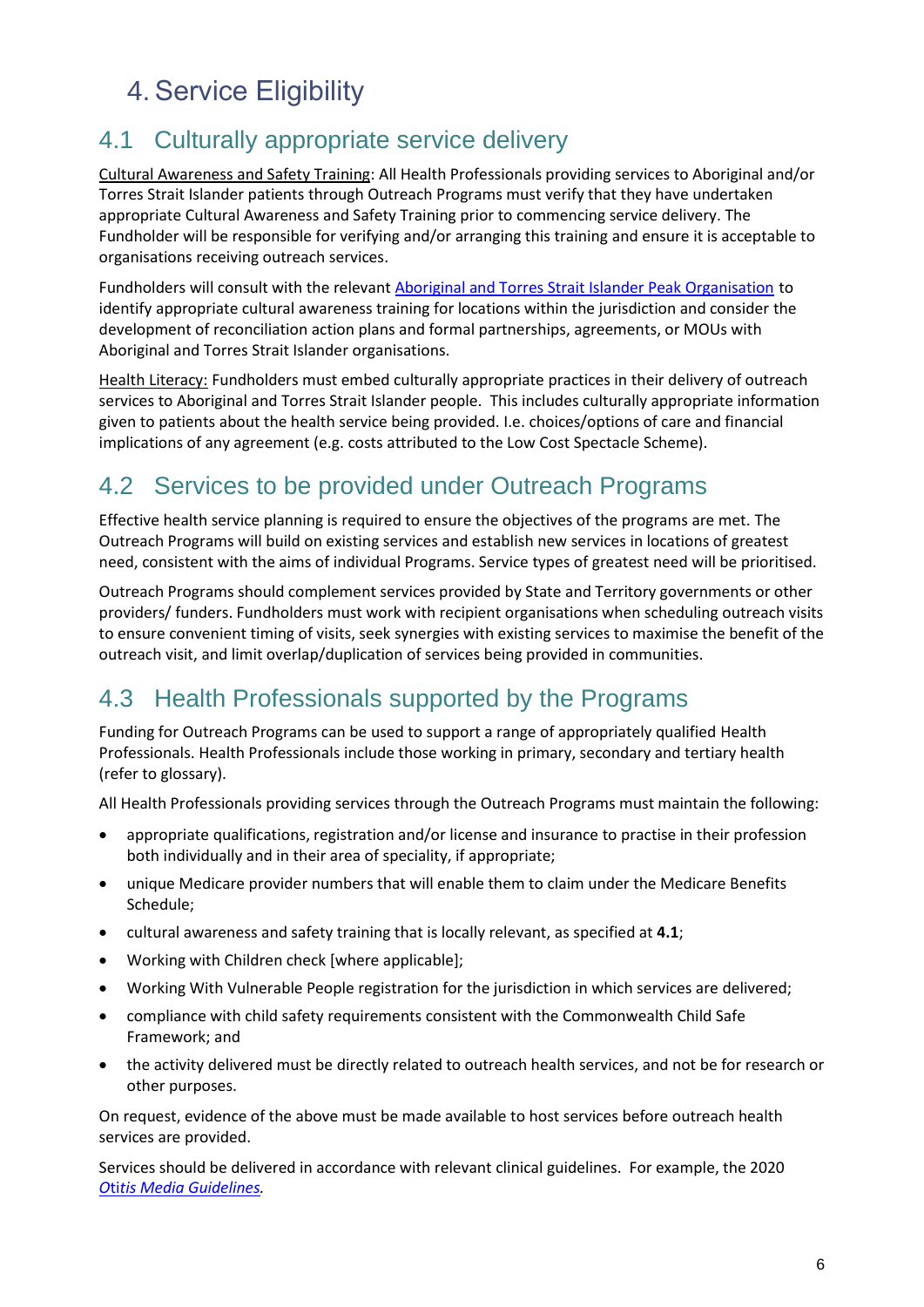# 4. Service Eligibility

## 4.1 Culturally appropriate service delivery

Cultural Awareness and Safety Training: All Health Professionals providing services to Aboriginal and/or Torres Strait Islander patients through Outreach Programs must verify that they have undertaken appropriate Cultural Awareness and Safety Training prior to commencing service delivery. The Fundholder will be responsible for verifying and/or arranging this training and ensure it is acceptable to organisations receiving outreach services.

Fundholders will consult with the relevant Aboriginal and Torres Strait Islander Peak Organisation to identify appropriate cultural awareness training for locations within the jurisdiction and consider the development of reconciliation action plans and formal partnerships, agreements, or MOUs with Aboriginal and Torres Strait Islander organisations.

Health Literacy: Fundholders must embed culturally appropriate practices in their delivery of outreach services to Aboriginal and Torres Strait Islander people. This includes culturally appropriate information given to patients about the health service being provided. I.e. choices/options of care and financial implications of any agreement (e.g. costs attributed to the Low Cost Spectacle Scheme).

## 4.2 Services to be provided under Outreach Programs

Effective health service planning is required to ensure the objectives of the programs are met. The Outreach Programs will build on existing services and establish new services in locations of greatest need, consistent with the aims of individual Programs. Service types of greatest need will be prioritised.

Outreach Programs should complement services provided by State and Territory governments or other providers/ funders. Fundholders must work with recipient organisations when scheduling outreach visits to ensure convenient timing of visits, seek synergies with existing services to maximise the benefit of the outreach visit, and limit overlap/duplication of services being provided in communities.

## 4.3 Health Professionals supported by the Programs

Funding for Outreach Programs can be used to support a range of appropriately qualified Health Professionals. Health Professionals include those working in primary, secondary and tertiary health (refer to glossary).

All Health Professionals providing services through the Outreach Programs must maintain the following:

- appropriate qualifications, registration and/or license and insurance to practise in their profession both individually and in their area of speciality, if appropriate;
- unique Medicare provider numbers that will enable them to claim under the Medicare Benefits Schedule;
- cultural awareness and safety training that is locally relevant, as specified at **4.1**;
- Working with Children check [where applicable];
- Working With Vulnerable People registration for the jurisdiction in which services are delivered;
- compliance with child safety requirements consistent with the Commonwealth Child Safe Framework; and
- the activity delivered must be directly related to outreach health services, and not be for research or other purposes.

On request, evidence of the above must be made available to host services before outreach health services are provided.

Services should be delivered in accordance with relevant clinical guidelines. For example, the 2020 *Otitis Media Guidelines.*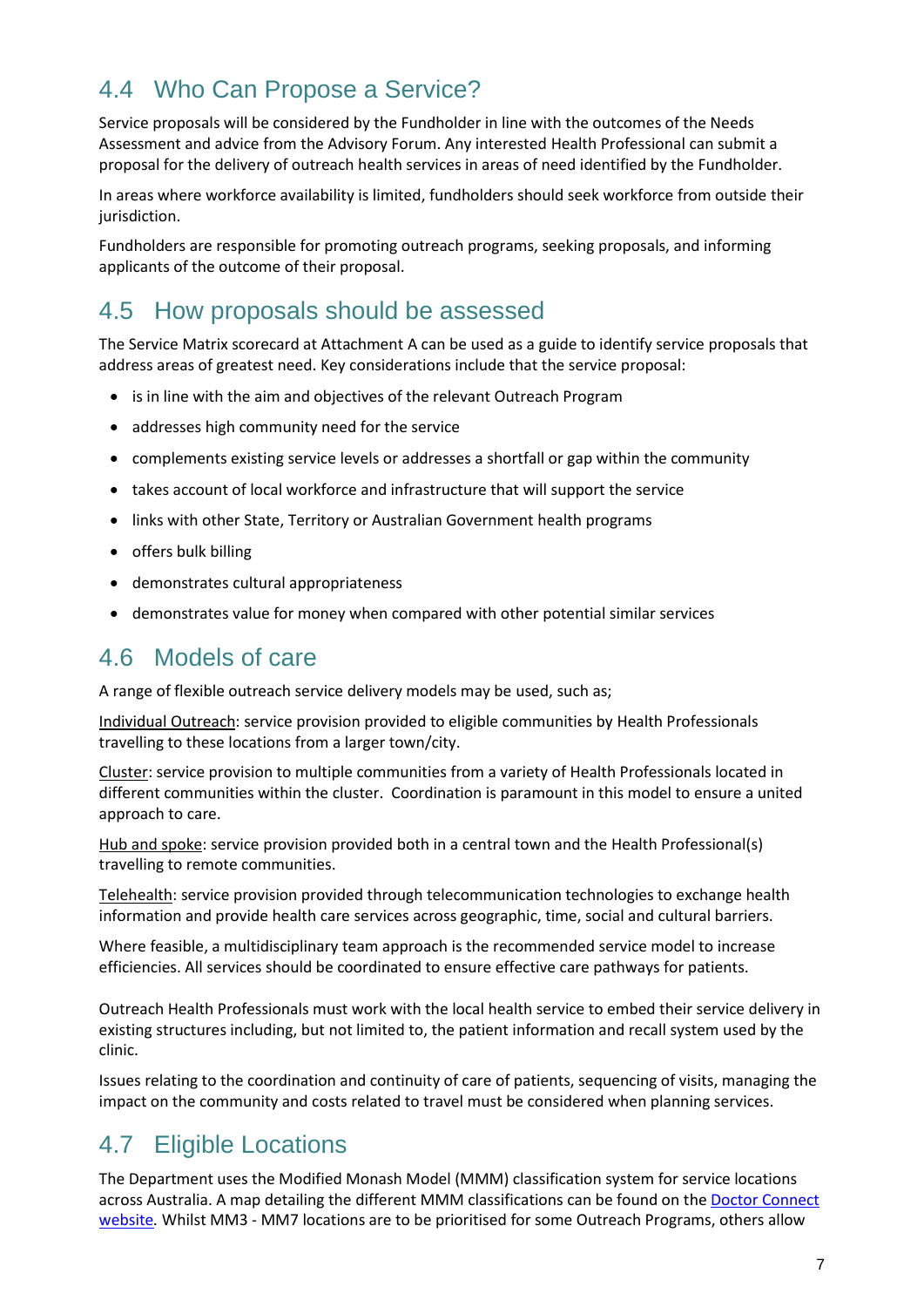## 4.4 Who Can Propose a Service?

Service proposals will be considered by the Fundholder in line with the outcomes of the Needs Assessment and advice from the Advisory Forum. Any interested Health Professional can submit a proposal for the delivery of outreach health services in areas of need identified by the Fundholder.

In areas where workforce availability is limited, fundholders should seek workforce from outside their jurisdiction.

Fundholders are responsible for promoting outreach programs, seeking proposals, and informing applicants of the outcome of their proposal.

## 4.5 How proposals should be assessed

The Service Matrix scorecard at Attachment A can be used as a guide to identify service proposals that address areas of greatest need. Key considerations include that the service proposal:

- is in line with the aim and objectives of the relevant Outreach Program
- addresses high community need for the service
- complements existing service levels or addresses a shortfall or gap within the community
- takes account of local workforce and infrastructure that will support the service
- links with other State, Territory or Australian Government health programs
- offers bulk billing
- demonstrates cultural appropriateness
- demonstrates value for money when compared with other potential similar services

## 4.6 Models of care

A range of flexible outreach service delivery models may be used, such as;

Individual Outreach: service provision provided to eligible communities by Health Professionals travelling to these locations from a larger town/city.

Cluster: service provision to multiple communities from a variety of Health Professionals located in different communities within the cluster. Coordination is paramount in this model to ensure a united approach to care.

Hub and spoke: service provision provided both in a central town and the Health Professional(s) travelling to remote communities.

Telehealth: service provision provided through telecommunication technologies to exchange health information and provide health care services across geographic, time, social and cultural barriers.

Where feasible, a multidisciplinary team approach is the recommended service model to increase efficiencies. All services should be coordinated to ensure effective care pathways for patients.

Outreach Health Professionals must work with the local health service to embed their service delivery in existing structures including, but not limited to, the patient information and recall system used by the clinic.

Issues relating to the coordination and continuity of care of patients, sequencing of visits, managing the impact on the community and costs related to travel must be considered when planning services.

## 4.7 Eligible Locations

The Department uses the Modified Monash Model (MMM) classification system for service locations across Australia. A map detailing the different MMM classifications can be found on the Doctor Connect website. Whilst MM3 - MM7 locations are to be prioritised for some Outreach Programs, others allow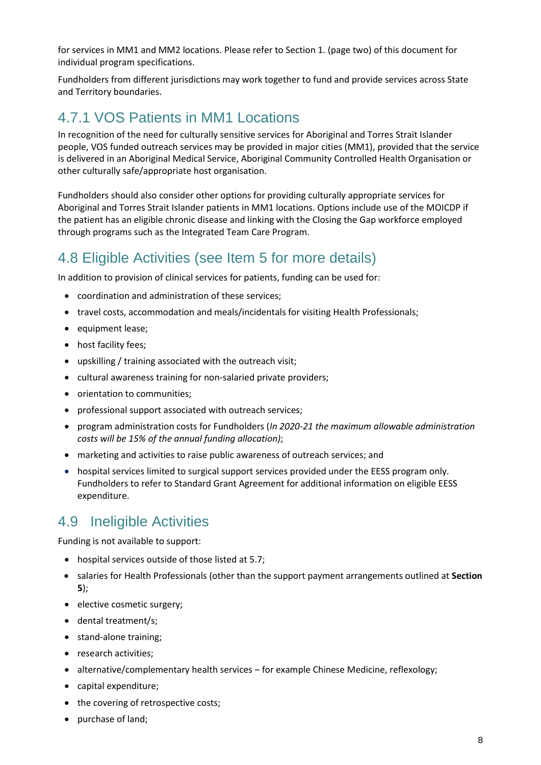for services in MM1 and MM2 locations. Please refer to Section 1. (page two) of this document for individual program specifications.

Fundholders from different jurisdictions may work together to fund and provide services across State and Territory boundaries.

## 4.7.1 VOS Patients in MM1 Locations

In recognition of the need for culturally sensitive services for Aboriginal and Torres Strait Islander people, VOS funded outreach services may be provided in major cities (MM1), provided that the service is delivered in an Aboriginal Medical Service, Aboriginal Community Controlled Health Organisation or other culturally safe/appropriate host organisation.

Fundholders should also consider other options for providing culturally appropriate services for Aboriginal and Torres Strait Islander patients in MM1 locations. Options include use of the MOICDP if the patient has an eligible chronic disease and linking with the Closing the Gap workforce employed through programs such as the Integrated Team Care Program.

## 4.8 Eligible Activities (see Item 5 for more details)

In addition to provision of clinical services for patients, funding can be used for:

- coordination and administration of these services;
- travel costs, accommodation and meals/incidentals for visiting Health Professionals;
- equipment lease;
- host facility fees;
- upskilling / training associated with the outreach visit;
- cultural awareness training for non-salaried private providers;
- orientation to communities;
- professional support associated with outreach services;
- program administration costs for Fundholders (*In 2020-21 the maximum allowable administration costs will be 15% of the annual funding allocation)*;
- marketing and activities to raise public awareness of outreach services; and
- hospital services limited to surgical support services provided under the EESS program only. Fundholders to refer to Standard Grant Agreement for additional information on eligible EESS expenditure.

## 4.9 Ineligible Activities

Funding is not available to support:

- hospital services outside of those listed at 5.7;
- salaries for Health Professionals (other than the support payment arrangements outlined at **Section 5**);
- elective cosmetic surgery;
- dental treatment/s;
- stand-alone training;
- research activities;
- alternative/complementary health services – for example Chinese Medicine, reflexology;
- capital expenditure;
- the covering of retrospective costs;
- purchase of land;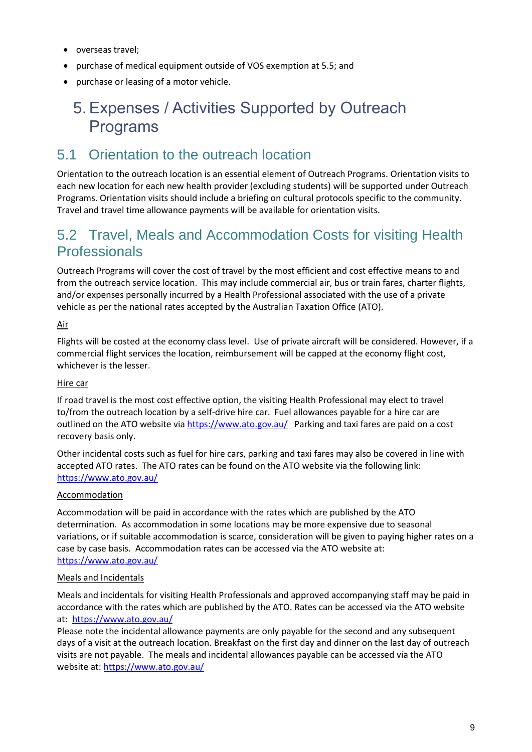- overseas travel;
- purchase of medical equipment outside of VOS exemption at 5.5; and
- purchase or leasing of a motor vehicle.

# 5. Expenses / Activities Supported by Outreach Programs

## 5.1 Orientation to the outreach location

Orientation to the outreach location is an essential element of Outreach Programs. Orientation visits to each new location for each new health provider (excluding students) will be supported under Outreach Programs. Orientation visits should include a briefing on cultural protocols specific to the community. Travel and travel time allowance payments will be available for orientation visits.

## 5.2 Travel, Meals and Accommodation Costs for visiting Health Professionals

Outreach Programs will cover the cost of travel by the most efficient and cost effective means to and from the outreach service location. This may include commercial air, bus or train fares, charter flights, and/or expenses personally incurred by a Health Professional associated with the use of a private vehicle as per the national rates accepted by the Australian Taxation Office (ATO).

Air

Flights will be costed at the economy class level. Use of private aircraft will be considered. However, if a commercial flight services the location, reimbursement will be capped at the economy flight cost, whichever is the lesser.

Hire car

If road travel is the most cost effective option, the visiting Health Professional may elect to travel to/from the outreach location by a self-drive hire car. Fuel allowances payable for a hire car are outlined on the ATO website via https://www.ato.gov.au/ Parking and taxi fares are paid on a cost recovery basis only.

Other incidental costs such as fuel for hire cars, parking and taxi fares may also be covered in line with accepted ATO rates. The ATO rates can be found on the ATO website via the following link: https://www.ato.gov.au/

Accommodation

Accommodation will be paid in accordance with the rates which are published by the ATO determination. As accommodation in some locations may be more expensive due to seasonal variations, or if suitable accommodation is scarce, consideration will be given to paying higher rates on a case by case basis. Accommodation rates can be accessed via the ATO website at: https://www.ato.gov.au/

Meals and Incidentals

Meals and incidentals for visiting Health Professionals and approved accompanying staff may be paid in accordance with the rates which are published by the ATO. Rates can be accessed via the ATO website at: https://www.ato.gov.au/
Please note the incidental allowance payments are only payable for the second and any subsequent days of a visit at the outreach location. Breakfast on the first day and dinner on the last day of outreach visits are not payable. The meals and incidental allowances payable can be accessed via the ATO website at: https://www.ato.gov.au/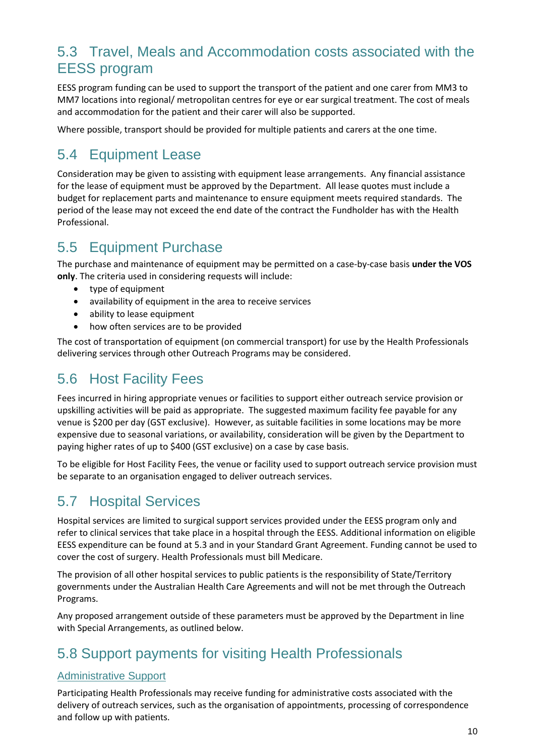## 5.3 Travel, Meals and Accommodation costs associated with the EESS program

EESS program funding can be used to support the transport of the patient and one carer from MM3 to MM7 locations into regional/ metropolitan centres for eye or ear surgical treatment. The cost of meals and accommodation for the patient and their carer will also be supported.

Where possible, transport should be provided for multiple patients and carers at the one time.

## 5.4 Equipment Lease

Consideration may be given to assisting with equipment lease arrangements. Any financial assistance for the lease of equipment must be approved by the Department. All lease quotes must include a budget for replacement parts and maintenance to ensure equipment meets required standards. The period of the lease may not exceed the end date of the contract the Fundholder has with the Health Professional.

## 5.5 Equipment Purchase

The purchase and maintenance of equipment may be permitted on a case-by-case basis **under the VOS only**. The criteria used in considering requests will include:

- type of equipment
- availability of equipment in the area to receive services
- ability to lease equipment
- how often services are to be provided

The cost of transportation of equipment (on commercial transport) for use by the Health Professionals delivering services through other Outreach Programs may be considered.

## 5.6 Host Facility Fees

Fees incurred in hiring appropriate venues or facilities to support either outreach service provision or upskilling activities will be paid as appropriate. The suggested maximum facility fee payable for any venue is $200 per day (GST exclusive). However, as suitable facilities in some locations may be more expensive due to seasonal variations, or availability, consideration will be given by the Department to paying higher rates of up to $400 (GST exclusive) on a case by case basis.

To be eligible for Host Facility Fees, the venue or facility used to support outreach service provision must be separate to an organisation engaged to deliver outreach services.

## 5.7 Hospital Services

Hospital services are limited to surgical support services provided under the EESS program only and refer to clinical services that take place in a hospital through the EESS. Additional information on eligible EESS expenditure can be found at 5.3 and in your Standard Grant Agreement. Funding cannot be used to cover the cost of surgery. Health Professionals must bill Medicare.

The provision of all other hospital services to public patients is the responsibility of State/Territory governments under the Australian Health Care Agreements and will not be met through the Outreach Programs.

Any proposed arrangement outside of these parameters must be approved by the Department in line with Special Arrangements, as outlined below.

## 5.8 Support payments for visiting Health Professionals

### Administrative Support

Participating Health Professionals may receive funding for administrative costs associated with the delivery of outreach services, such as the organisation of appointments, processing of correspondence and follow up with patients.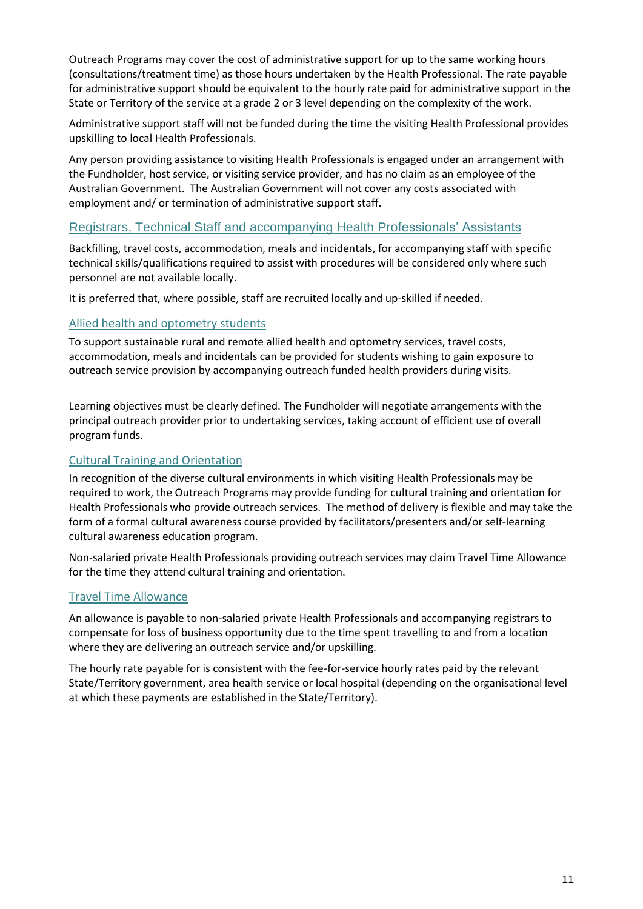Outreach Programs may cover the cost of administrative support for up to the same working hours (consultations/treatment time) as those hours undertaken by the Health Professional. The rate payable for administrative support should be equivalent to the hourly rate paid for administrative support in the State or Territory of the service at a grade 2 or 3 level depending on the complexity of the work.

Administrative support staff will not be funded during the time the visiting Health Professional provides upskilling to local Health Professionals.

Any person providing assistance to visiting Health Professionals is engaged under an arrangement with the Fundholder, host service, or visiting service provider, and has no claim as an employee of the Australian Government. The Australian Government will not cover any costs associated with employment and/ or termination of administrative support staff.

### Registrars, Technical Staff and accompanying Health Professionals' Assistants

Backfilling, travel costs, accommodation, meals and incidentals, for accompanying staff with specific technical skills/qualifications required to assist with procedures will be considered only where such personnel are not available locally.

It is preferred that, where possible, staff are recruited locally and up-skilled if needed.

### Allied health and optometry students

To support sustainable rural and remote allied health and optometry services, travel costs, accommodation, meals and incidentals can be provided for students wishing to gain exposure to outreach service provision by accompanying outreach funded health providers during visits.

Learning objectives must be clearly defined. The Fundholder will negotiate arrangements with the principal outreach provider prior to undertaking services, taking account of efficient use of overall program funds.

### Cultural Training and Orientation

In recognition of the diverse cultural environments in which visiting Health Professionals may be required to work, the Outreach Programs may provide funding for cultural training and orientation for Health Professionals who provide outreach services. The method of delivery is flexible and may take the form of a formal cultural awareness course provided by facilitators/presenters and/or self-learning cultural awareness education program.

Non-salaried private Health Professionals providing outreach services may claim Travel Time Allowance for the time they attend cultural training and orientation.

### Travel Time Allowance

An allowance is payable to non-salaried private Health Professionals and accompanying registrars to compensate for loss of business opportunity due to the time spent travelling to and from a location where they are delivering an outreach service and/or upskilling.

The hourly rate payable for is consistent with the fee-for-service hourly rates paid by the relevant State/Territory government, area health service or local hospital (depending on the organisational level at which these payments are established in the State/Territory).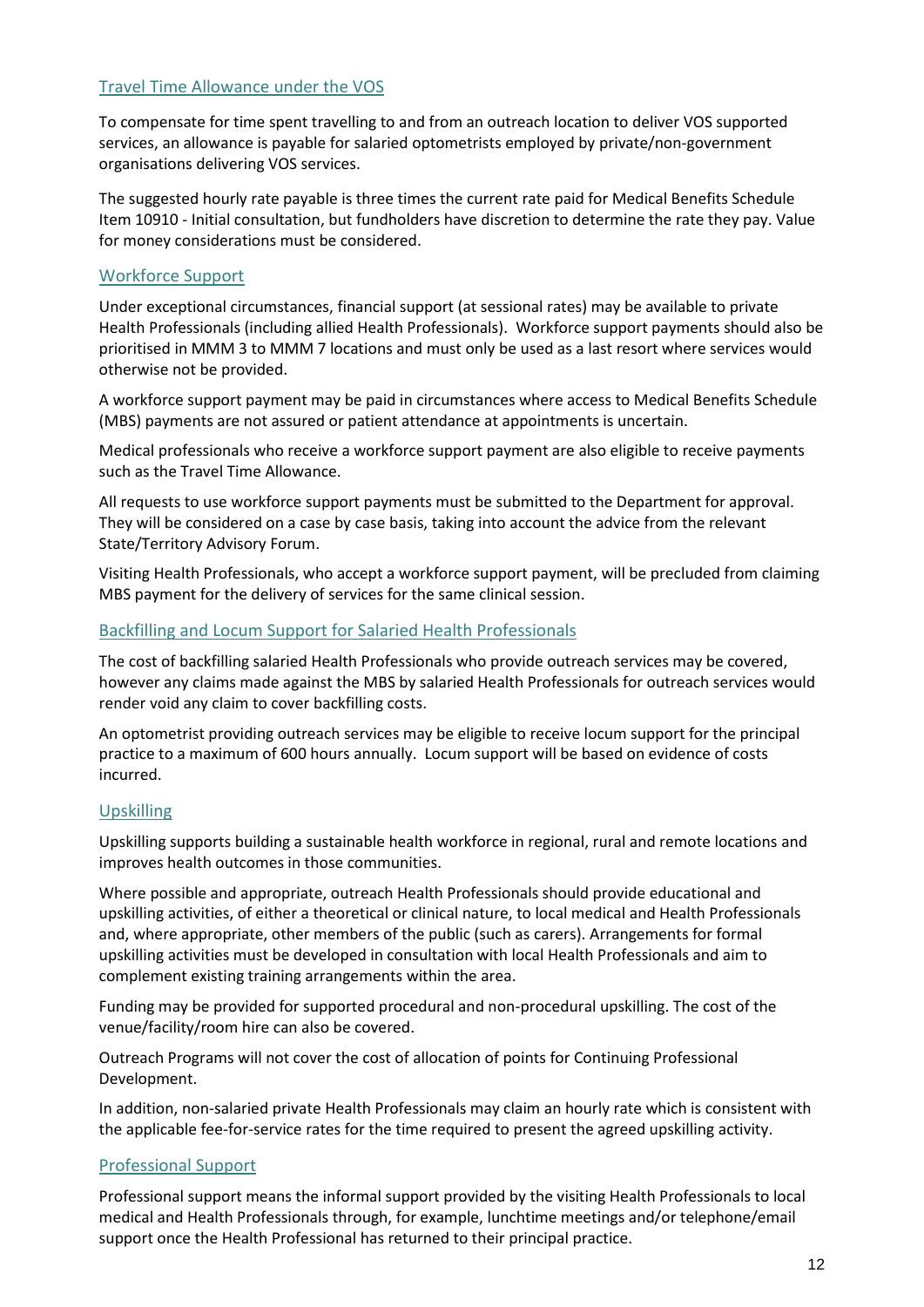### Travel Time Allowance under the VOS

To compensate for time spent travelling to and from an outreach location to deliver VOS supported services, an allowance is payable for salaried optometrists employed by private/non-government organisations delivering VOS services.

The suggested hourly rate payable is three times the current rate paid for Medical Benefits Schedule Item 10910 - Initial consultation, but fundholders have discretion to determine the rate they pay. Value for money considerations must be considered.

### Workforce Support

Under exceptional circumstances, financial support (at sessional rates) may be available to private Health Professionals (including allied Health Professionals). Workforce support payments should also be prioritised in MMM 3 to MMM 7 locations and must only be used as a last resort where services would otherwise not be provided.

A workforce support payment may be paid in circumstances where access to Medical Benefits Schedule (MBS) payments are not assured or patient attendance at appointments is uncertain.

Medical professionals who receive a workforce support payment are also eligible to receive payments such as the Travel Time Allowance.

All requests to use workforce support payments must be submitted to the Department for approval. They will be considered on a case by case basis, taking into account the advice from the relevant State/Territory Advisory Forum.

Visiting Health Professionals, who accept a workforce support payment, will be precluded from claiming MBS payment for the delivery of services for the same clinical session.

### Backfilling and Locum Support for Salaried Health Professionals

The cost of backfilling salaried Health Professionals who provide outreach services may be covered, however any claims made against the MBS by salaried Health Professionals for outreach services would render void any claim to cover backfilling costs.

An optometrist providing outreach services may be eligible to receive locum support for the principal practice to a maximum of 600 hours annually. Locum support will be based on evidence of costs incurred.

### Upskilling

Upskilling supports building a sustainable health workforce in regional, rural and remote locations and improves health outcomes in those communities.

Where possible and appropriate, outreach Health Professionals should provide educational and upskilling activities, of either a theoretical or clinical nature, to local medical and Health Professionals and, where appropriate, other members of the public (such as carers). Arrangements for formal upskilling activities must be developed in consultation with local Health Professionals and aim to complement existing training arrangements within the area.

Funding may be provided for supported procedural and non-procedural upskilling. The cost of the venue/facility/room hire can also be covered.

Outreach Programs will not cover the cost of allocation of points for Continuing Professional Development.

In addition, non-salaried private Health Professionals may claim an hourly rate which is consistent with the applicable fee-for-service rates for the time required to present the agreed upskilling activity.

### Professional Support

Professional support means the informal support provided by the visiting Health Professionals to local medical and Health Professionals through, for example, lunchtime meetings and/or telephone/email support once the Health Professional has returned to their principal practice.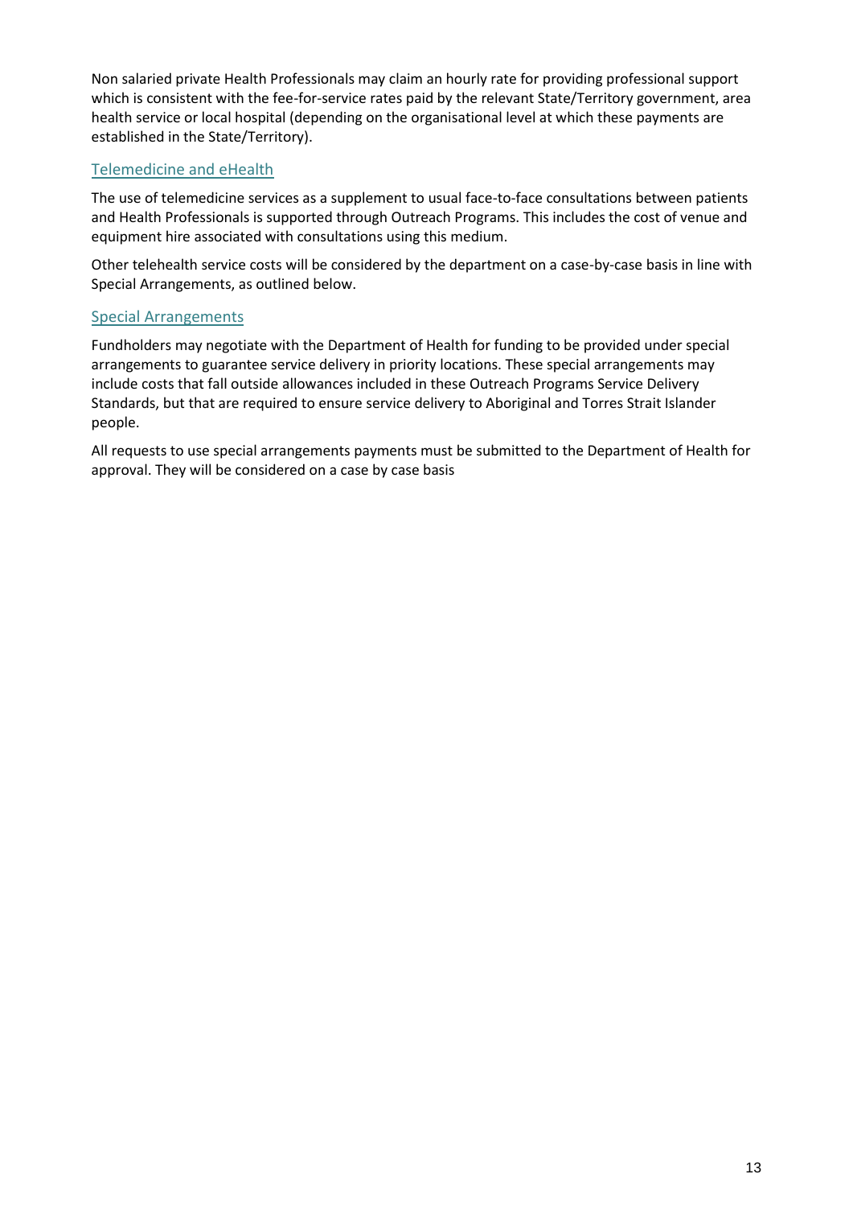Non salaried private Health Professionals may claim an hourly rate for providing professional support which is consistent with the fee-for-service rates paid by the relevant State/Territory government, area health service or local hospital (depending on the organisational level at which these payments are established in the State/Territory).

## Telemedicine and eHealth

The use of telemedicine services as a supplement to usual face-to-face consultations between patients and Health Professionals is supported through Outreach Programs. This includes the cost of venue and equipment hire associated with consultations using this medium.

Other telehealth service costs will be considered by the department on a case-by-case basis in line with Special Arrangements, as outlined below.

## Special Arrangements

Fundholders may negotiate with the Department of Health for funding to be provided under special arrangements to guarantee service delivery in priority locations. These special arrangements may include costs that fall outside allowances included in these Outreach Programs Service Delivery Standards, but that are required to ensure service delivery to Aboriginal and Torres Strait Islander people.

All requests to use special arrangements payments must be submitted to the Department of Health for approval. They will be considered on a case by case basis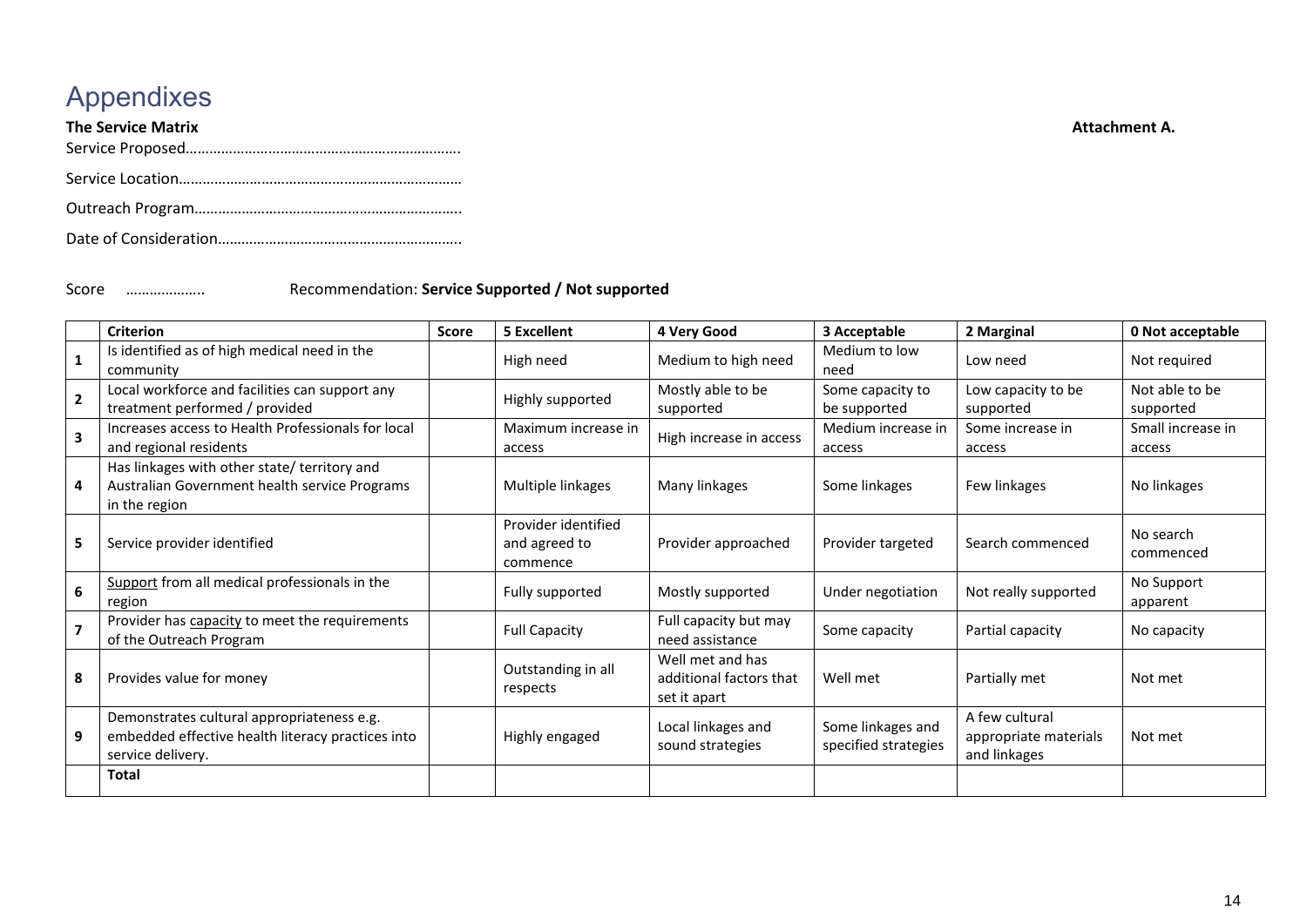# Appendixes

**The Service Matrix** **Attachment A.**

Service Proposed…………………………………………………………….

Service Location………………………………………………………………

Outreach Program…………………………………………………………..

Date of Consideration……………………………………………………..

Score ……………….. Recommendation: **Service Supported / Not supported**

| | **Criterion** | **Score** | **5 Excellent** | **4 Very Good** | **3 Acceptable** | **2 Marginal** | **0 Not acceptable** |
|---|---|---|---|---|---|---|---|
| **1** | Is identified as of high medical need in the community | | High need | Medium to high need | Medium to low need | Low need | Not required |
| **2** | Local workforce and facilities can support any treatment performed / provided | | Highly supported | Mostly able to be supported | Some capacity to be supported | Low capacity to be supported | Not able to be supported |
| **3** | Increases access to Health Professionals for local and regional residents | | Maximum increase in access | High increase in access | Medium increase in access | Some increase in access | Small increase in access |
| **4** | Has linkages with other state/ territory and Australian Government health service Programs in the region | | Multiple linkages | Many linkages | Some linkages | Few linkages | No linkages |
| **5** | Service provider identified | | Provider identified and agreed to commence | Provider approached | Provider targeted | Search commenced | No search commenced |
| **6** | Support from all medical professionals in the region | | Fully supported | Mostly supported | Under negotiation | Not really supported | No Support apparent |
| **7** | Provider has capacity to meet the requirements of the Outreach Program | | Full Capacity | Full capacity but may need assistance | Some capacity | Partial capacity | No capacity |
| **8** | Provides value for money | | Outstanding in all respects | Well met and has additional factors that set it apart | Well met | Partially met | Not met |
| **9** | Demonstrates cultural appropriateness e.g. embedded effective health literacy practices into service delivery. | | Highly engaged | Local linkages and sound strategies | Some linkages and specified strategies | A few cultural appropriate materials and linkages | Not met |
| | **Total** | | | | | | |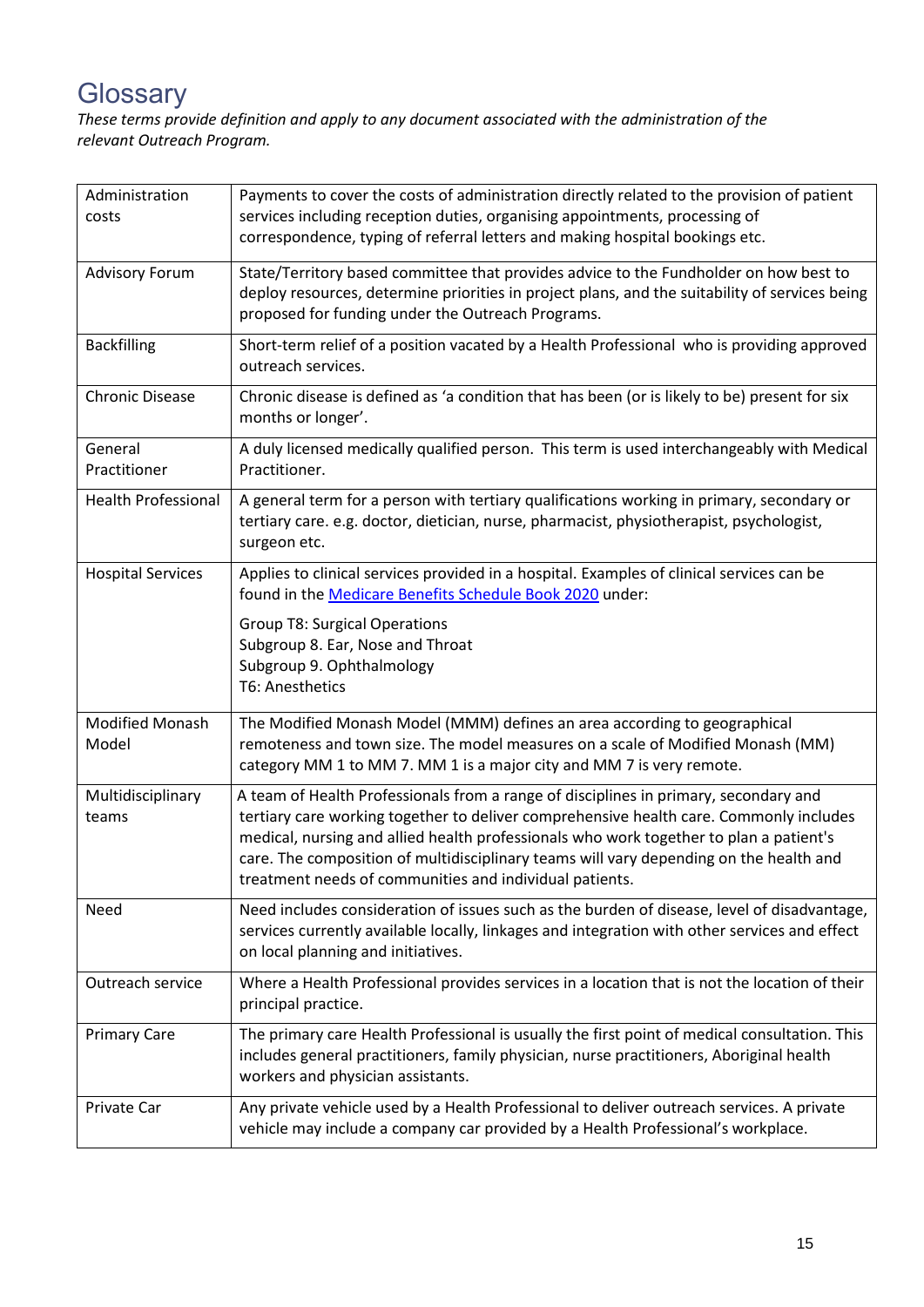# Glossary

*These terms provide definition and apply to any document associated with the administration of the relevant Outreach Program.*

| | |
|---|---|
| Administration costs | Payments to cover the costs of administration directly related to the provision of patient services including reception duties, organising appointments, processing of correspondence, typing of referral letters and making hospital bookings etc. |
| Advisory Forum | State/Territory based committee that provides advice to the Fundholder on how best to deploy resources, determine priorities in project plans, and the suitability of services being proposed for funding under the Outreach Programs. |
| Backfilling | Short-term relief of a position vacated by a Health Professional who is providing approved outreach services. |
| Chronic Disease | Chronic disease is defined as 'a condition that has been (or is likely to be) present for six months or longer'. |
| General Practitioner | A duly licensed medically qualified person. This term is used interchangeably with Medical Practitioner. |
| Health Professional | A general term for a person with tertiary qualifications working in primary, secondary or tertiary care. e.g. doctor, dietician, nurse, pharmacist, physiotherapist, psychologist, surgeon etc. |
| Hospital Services | Applies to clinical services provided in a hospital. Examples of clinical services can be found in the [Medicare Benefits Schedule Book 2020](Medicare Benefits Schedule Book 2020) under:<br><br>Group T8: Surgical Operations<br>Subgroup 8. Ear, Nose and Throat<br>Subgroup 9. Ophthalmology<br>T6: Anesthetics |
| Modified Monash Model | The Modified Monash Model (MMM) defines an area according to geographical remoteness and town size. The model measures on a scale of Modified Monash (MM) category MM 1 to MM 7. MM 1 is a major city and MM 7 is very remote. |
| Multidisciplinary teams | A team of Health Professionals from a range of disciplines in primary, secondary and tertiary care working together to deliver comprehensive health care. Commonly includes medical, nursing and allied health professionals who work together to plan a patient's care. The composition of multidisciplinary teams will vary depending on the health and treatment needs of communities and individual patients. |
| Need | Need includes consideration of issues such as the burden of disease, level of disadvantage, services currently available locally, linkages and integration with other services and effect on local planning and initiatives. |
| Outreach service | Where a Health Professional provides services in a location that is not the location of their principal practice. |
| Primary Care | The primary care Health Professional is usually the first point of medical consultation. This includes general practitioners, family physician, nurse practitioners, Aboriginal health workers and physician assistants. |
| Private Car | Any private vehicle used by a Health Professional to deliver outreach services. A private vehicle may include a company car provided by a Health Professional's workplace. |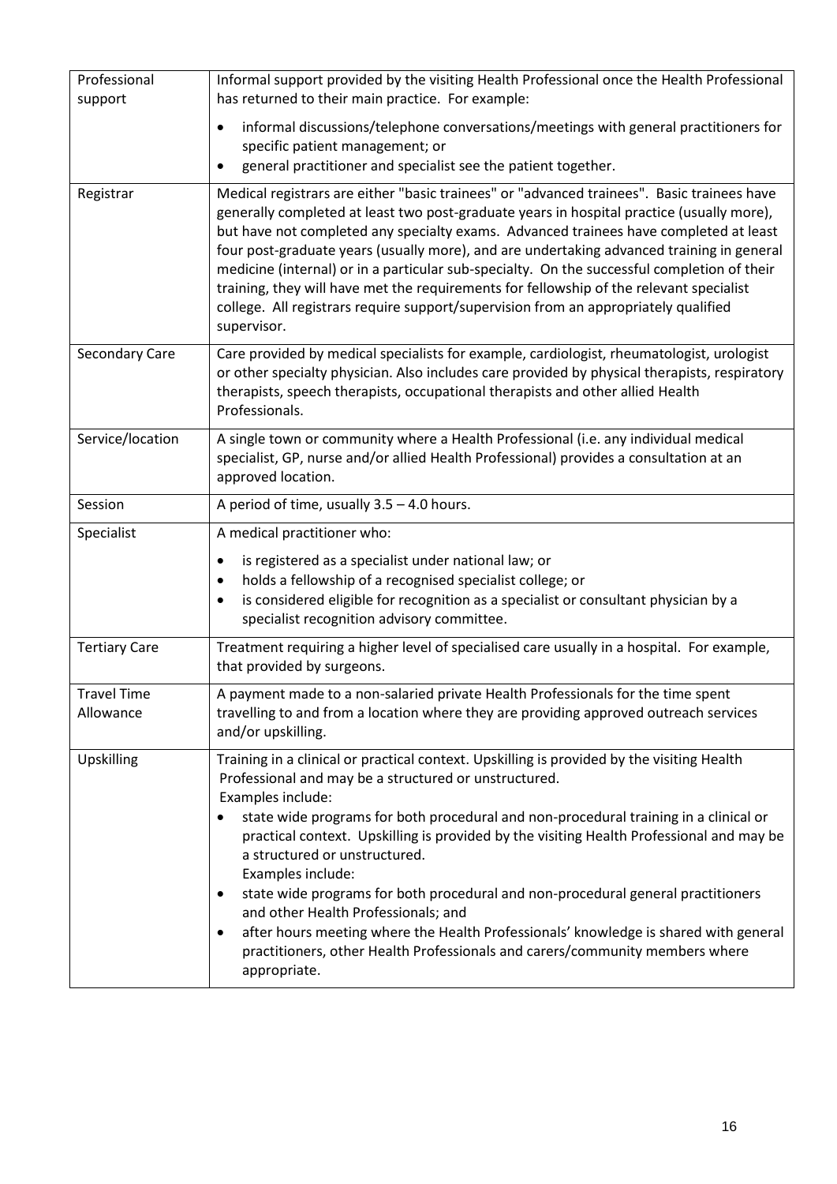| Professional support | Informal support provided by the visiting Health Professional once the Health Professional has returned to their main practice. For example:<br>• informal discussions/telephone conversations/meetings with general practitioners for specific patient management; or<br>• general practitioner and specialist see the patient together. |
|---|---|
| Registrar | Medical registrars are either "basic trainees" or "advanced trainees". Basic trainees have generally completed at least two post-graduate years in hospital practice (usually more), but have not completed any specialty exams. Advanced trainees have completed at least four post-graduate years (usually more), and are undertaking advanced training in general medicine (internal) or in a particular sub-specialty. On the successful completion of their training, they will have met the requirements for fellowship of the relevant specialist college. All registrars require support/supervision from an appropriately qualified supervisor. |
| Secondary Care | Care provided by medical specialists for example, cardiologist, rheumatologist, urologist or other specialty physician. Also includes care provided by physical therapists, respiratory therapists, speech therapists, occupational therapists and other allied Health Professionals. |
| Service/location | A single town or community where a Health Professional (i.e. any individual medical specialist, GP, nurse and/or allied Health Professional) provides a consultation at an approved location. |
| Session | A period of time, usually 3.5 – 4.0 hours. |
| Specialist | A medical practitioner who:<br>• is registered as a specialist under national law; or<br>• holds a fellowship of a recognised specialist college; or<br>• is considered eligible for recognition as a specialist or consultant physician by a specialist recognition advisory committee. |
| Tertiary Care | Treatment requiring a higher level of specialised care usually in a hospital. For example, that provided by surgeons. |
| Travel Time Allowance | A payment made to a non-salaried private Health Professionals for the time spent travelling to and from a location where they are providing approved outreach services and/or upskilling. |
| Upskilling | Training in a clinical or practical context. Upskilling is provided by the visiting Health Professional and may be a structured or unstructured.<br>Examples include:<br>• state wide programs for both procedural and non-procedural training in a clinical or practical context. Upskilling is provided by the visiting Health Professional and may be a structured or unstructured.<br>Examples include:<br>• state wide programs for both procedural and non-procedural general practitioners and other Health Professionals; and<br>• after hours meeting where the Health Professionals' knowledge is shared with general practitioners, other Health Professionals and carers/community members where appropriate. |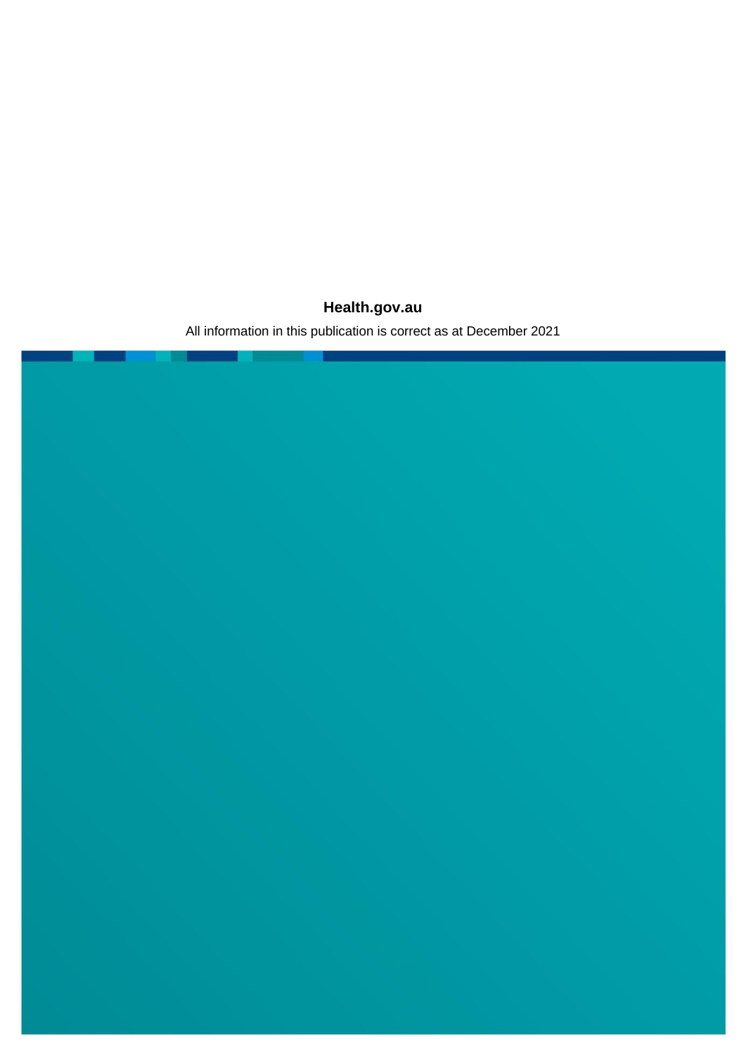**Health.gov.au**

All information in this publication is correct as at December 2021